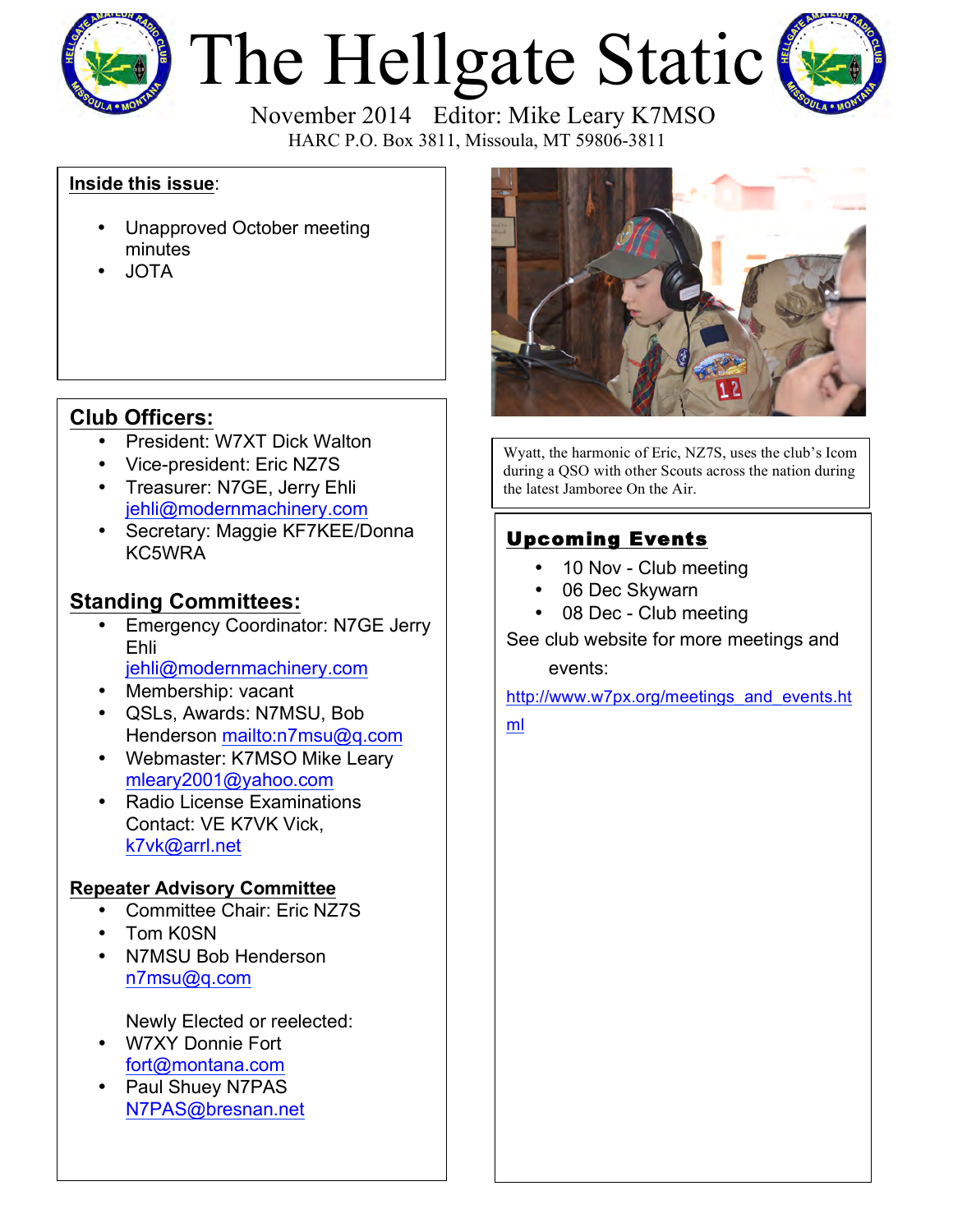# The Hellgate Static

November 2014 Editor: Mike Leary K7MSO

HARC P.O. Box 3811, Missoula, MT 59806-3811

**Inside this issue**:

- Unapproved October meeting minutes
- JOTA

## Club Officers:

- President: W7XT Dick Walton
- Vice-president: Eric NZ7S
- Treasurer: N7GE, Jerry Ehli jehli@modernmachinery.com
- Secretary: Maggie KF7KEE/Donna KC5WRA

## Standing Committees:

- Emergency Coordinator: N7GE Jerry Ehli jehli@modernmachinery.com
- Membership: vacant
- QSLs, Awards: N7MSU, Bob Henderson mailto:n7msu@q.com
- Webmaster: K7MSO Mike Leary mleary2001@yahoo.com
- Radio License Examinations Contact: VE K7VK Vick, k7vk@arrl.net

### Repeater Advisory Committee

- Committee Chair: Eric NZ7S
- Tom K0SN
- N7MSU Bob Henderson n7msu@q.com

Newly Elected or reelected:

- W7XY Donnie Fort fort@montana.com
- Paul Shuey N7PAS N7PAS@bresnan.net

Wyatt, the harmonic of Eric, NZ7S, uses the club's Icom during a QSO with other Scouts across the nation during the latest Jamboree On the Air.

## Upcoming Events

- 10 Nov - Club meeting
- 06 Dec Skywarn
- 08 Dec - Club meeting

See club website for more meetings and events:

http://www.w7px.org/meetings_and_events.html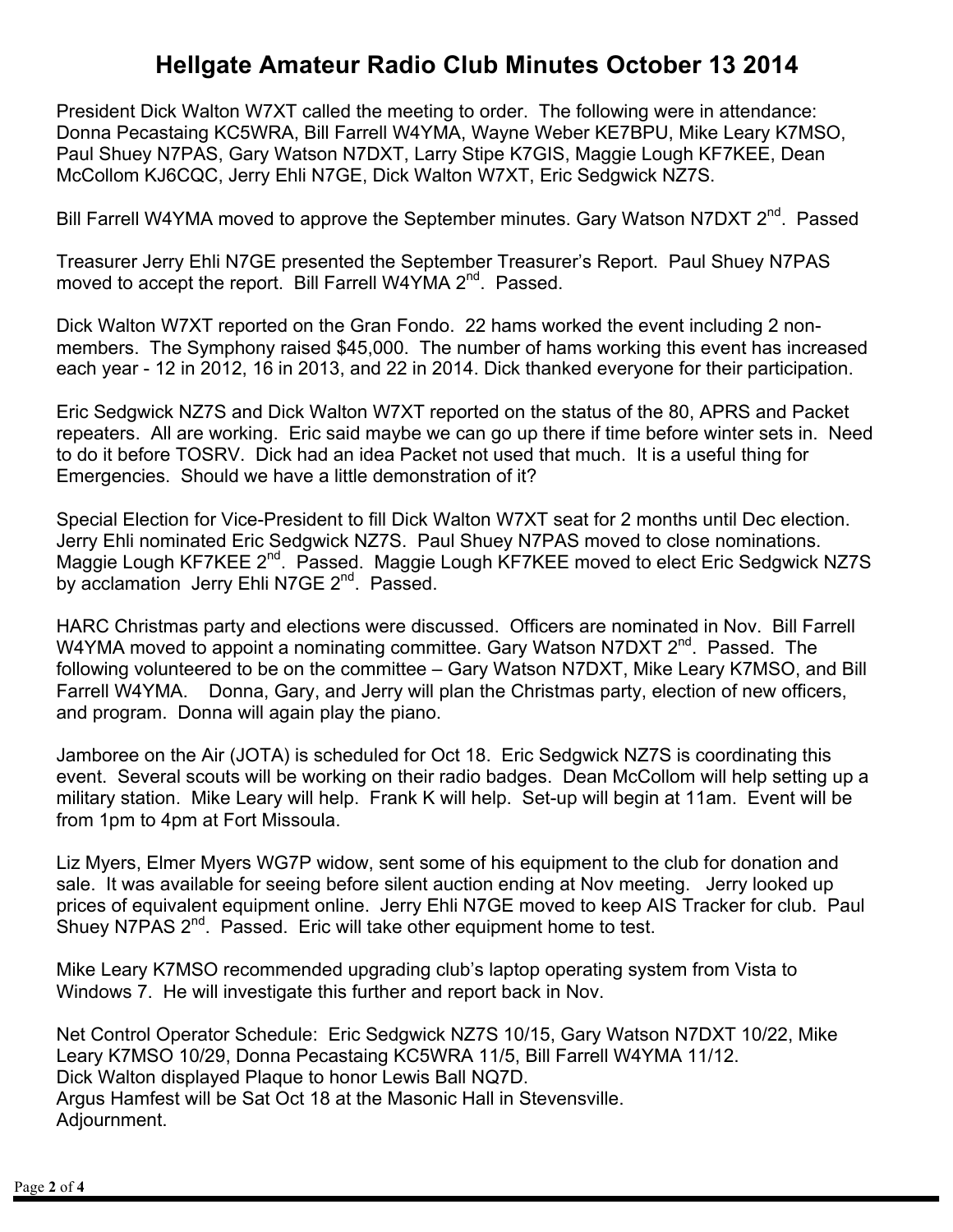# Hellgate Amateur Radio Club Minutes October 13 2014

President Dick Walton W7XT called the meeting to order. The following were in attendance: Donna Pecastaing KC5WRA, Bill Farrell W4YMA, Wayne Weber KE7BPU, Mike Leary K7MSO, Paul Shuey N7PAS, Gary Watson N7DXT, Larry Stipe K7GIS, Maggie Lough KF7KEE, Dean McCollom KJ6CQC, Jerry Ehli N7GE, Dick Walton W7XT, Eric Sedgwick NZ7S.

Bill Farrell W4YMA moved to approve the September minutes. Gary Watson N7DXT 2nd. Passed

Treasurer Jerry Ehli N7GE presented the September Treasurer's Report. Paul Shuey N7PAS moved to accept the report. Bill Farrell W4YMA 2nd. Passed.

Dick Walton W7XT reported on the Gran Fondo. 22 hams worked the event including 2 non-members. The Symphony raised $45,000. The number of hams working this event has increased each year - 12 in 2012, 16 in 2013, and 22 in 2014. Dick thanked everyone for their participation.

Eric Sedgwick NZ7S and Dick Walton W7XT reported on the status of the 80, APRS and Packet repeaters. All are working. Eric said maybe we can go up there if time before winter sets in. Need to do it before TOSRV. Dick had an idea Packet not used that much. It is a useful thing for Emergencies. Should we have a little demonstration of it?

Special Election for Vice-President to fill Dick Walton W7XT seat for 2 months until Dec election. Jerry Ehli nominated Eric Sedgwick NZ7S. Paul Shuey N7PAS moved to close nominations. Maggie Lough KF7KEE 2nd. Passed. Maggie Lough KF7KEE moved to elect Eric Sedgwick NZ7S by acclamation Jerry Ehli N7GE 2nd. Passed.

HARC Christmas party and elections were discussed. Officers are nominated in Nov. Bill Farrell W4YMA moved to appoint a nominating committee. Gary Watson N7DXT 2nd. Passed. The following volunteered to be on the committee – Gary Watson N7DXT, Mike Leary K7MSO, and Bill Farrell W4YMA. Donna, Gary, and Jerry will plan the Christmas party, election of new officers, and program. Donna will again play the piano.

Jamboree on the Air (JOTA) is scheduled for Oct 18. Eric Sedgwick NZ7S is coordinating this event. Several scouts will be working on their radio badges. Dean McCollom will help setting up a military station. Mike Leary will help. Frank K will help. Set-up will begin at 11am. Event will be from 1pm to 4pm at Fort Missoula.

Liz Myers, Elmer Myers WG7P widow, sent some of his equipment to the club for donation and sale. It was available for seeing before silent auction ending at Nov meeting. Jerry looked up prices of equivalent equipment online. Jerry Ehli N7GE moved to keep AIS Tracker for club. Paul Shuey N7PAS 2nd. Passed. Eric will take other equipment home to test.

Mike Leary K7MSO recommended upgrading club's laptop operating system from Vista to Windows 7. He will investigate this further and report back in Nov.

Net Control Operator Schedule: Eric Sedgwick NZ7S 10/15, Gary Watson N7DXT 10/22, Mike Leary K7MSO 10/29, Donna Pecastaing KC5WRA 11/5, Bill Farrell W4YMA 11/12.
Dick Walton displayed Plaque to honor Lewis Ball NQ7D.
Argus Hamfest will be Sat Oct 18 at the Masonic Hall in Stevensville.
Adjournment.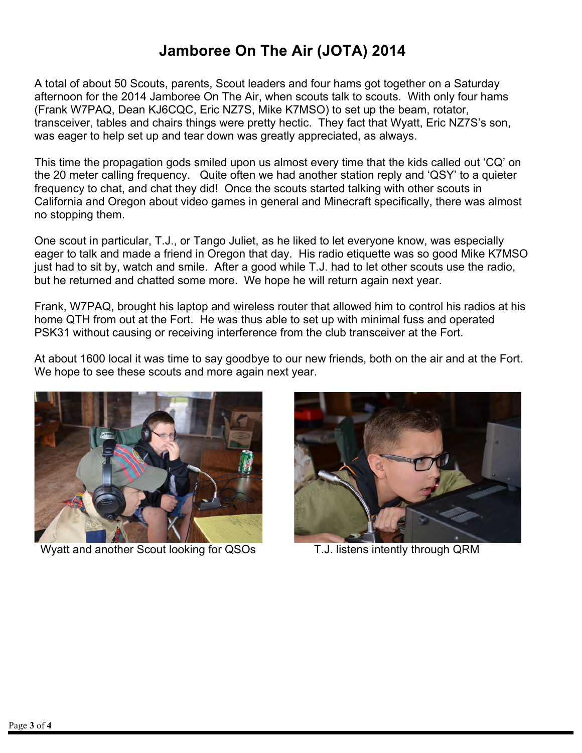# Jamboree On The Air (JOTA) 2014

A total of about 50 Scouts, parents, Scout leaders and four hams got together on a Saturday afternoon for the 2014 Jamboree On The Air, when scouts talk to scouts. With only four hams (Frank W7PAQ, Dean KJ6CQC, Eric NZ7S, Mike K7MSO) to set up the beam, rotator, transceiver, tables and chairs things were pretty hectic. They fact that Wyatt, Eric NZ7S's son, was eager to help set up and tear down was greatly appreciated, as always.

This time the propagation gods smiled upon us almost every time that the kids called out 'CQ' on the 20 meter calling frequency. Quite often we had another station reply and 'QSY' to a quieter frequency to chat, and chat they did! Once the scouts started talking with other scouts in California and Oregon about video games in general and Minecraft specifically, there was almost no stopping them.

One scout in particular, T.J., or Tango Juliet, as he liked to let everyone know, was especially eager to talk and made a friend in Oregon that day. His radio etiquette was so good Mike K7MSO just had to sit by, watch and smile. After a good while T.J. had to let other scouts use the radio, but he returned and chatted some more. We hope he will return again next year.

Frank, W7PAQ, brought his laptop and wireless router that allowed him to control his radios at his home QTH from out at the Fort. He was thus able to set up with minimal fuss and operated PSK31 without causing or receiving interference from the club transceiver at the Fort.

At about 1600 local it was time to say goodbye to our new friends, both on the air and at the Fort. We hope to see these scouts and more again next year.

Wyatt and another Scout looking for QSOs

T.J. listens intently through QRM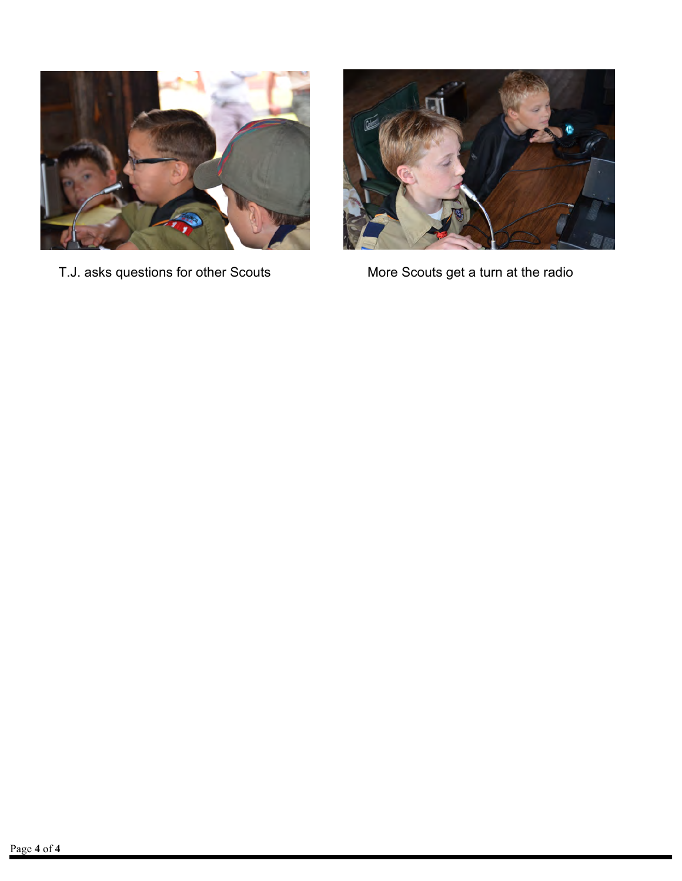T.J. asks questions for other Scouts

More Scouts get a turn at the radio